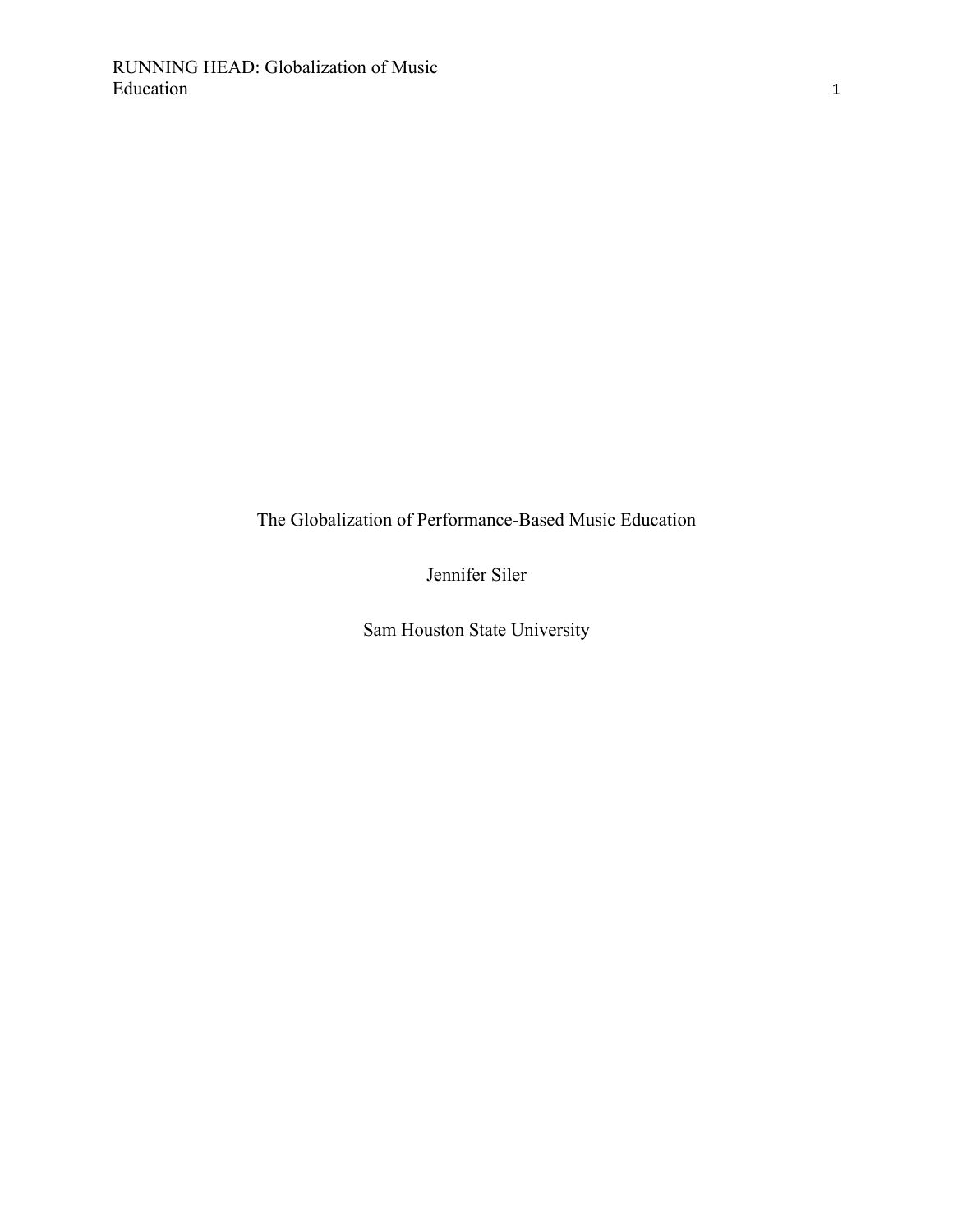# The Globalization of Performance-Based Music Education

Jennifer Siler

Sam Houston State University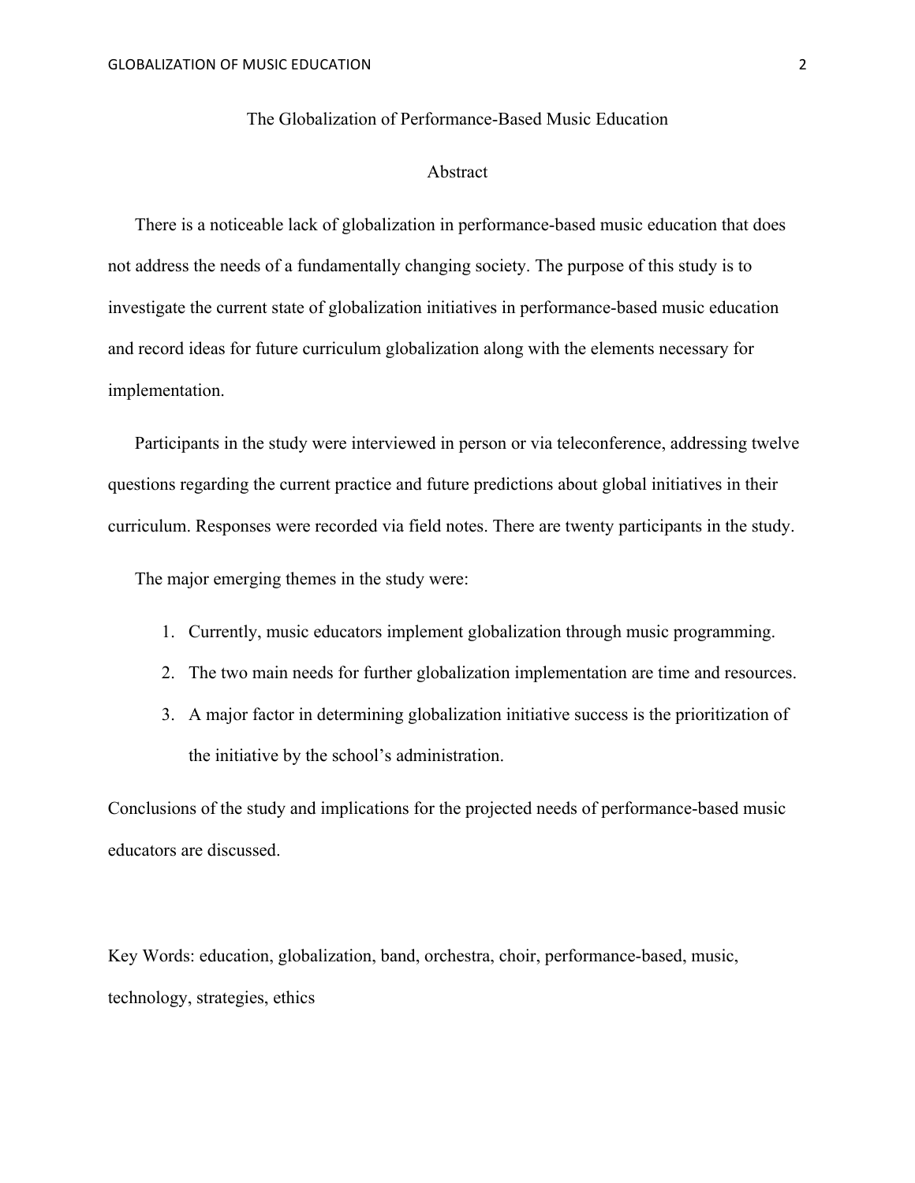# The Globalization of Performance-Based Music Education

## Abstract

There is a noticeable lack of globalization in performance-based music education that does not address the needs of a fundamentally changing society. The purpose of this study is to investigate the current state of globalization initiatives in performance-based music education and record ideas for future curriculum globalization along with the elements necessary for implementation.

Participants in the study were interviewed in person or via teleconference, addressing twelve questions regarding the current practice and future predictions about global initiatives in their curriculum. Responses were recorded via field notes. There are twenty participants in the study.

The major emerging themes in the study were:

1. Currently, music educators implement globalization through music programming.
2. The two main needs for further globalization implementation are time and resources.
3. A major factor in determining globalization initiative success is the prioritization of the initiative by the school's administration.

Conclusions of the study and implications for the projected needs of performance-based music educators are discussed.

Key Words: education, globalization, band, orchestra, choir, performance-based, music, technology, strategies, ethics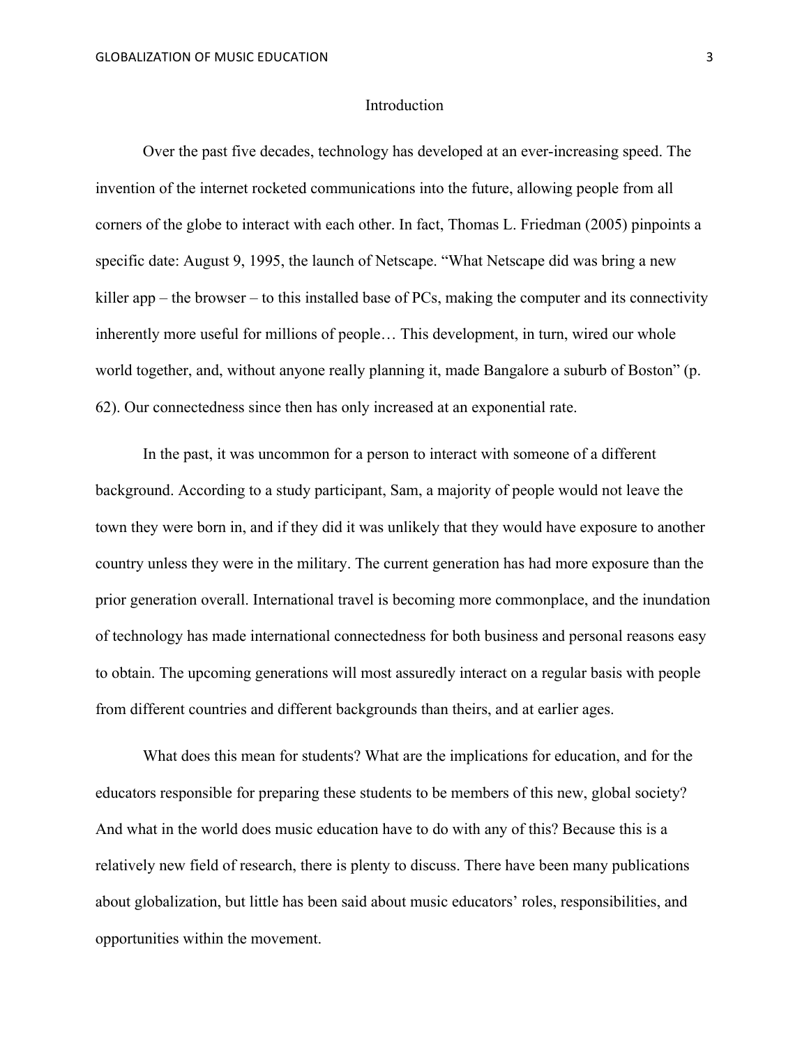# Introduction

Over the past five decades, technology has developed at an ever-increasing speed. The invention of the internet rocketed communications into the future, allowing people from all corners of the globe to interact with each other. In fact, Thomas L. Friedman (2005) pinpoints a specific date: August 9, 1995, the launch of Netscape. "What Netscape did was bring a new killer app – the browser – to this installed base of PCs, making the computer and its connectivity inherently more useful for millions of people… This development, in turn, wired our whole world together, and, without anyone really planning it, made Bangalore a suburb of Boston" (p. 62). Our connectedness since then has only increased at an exponential rate.

In the past, it was uncommon for a person to interact with someone of a different background. According to a study participant, Sam, a majority of people would not leave the town they were born in, and if they did it was unlikely that they would have exposure to another country unless they were in the military. The current generation has had more exposure than the prior generation overall. International travel is becoming more commonplace, and the inundation of technology has made international connectedness for both business and personal reasons easy to obtain. The upcoming generations will most assuredly interact on a regular basis with people from different countries and different backgrounds than theirs, and at earlier ages.

What does this mean for students? What are the implications for education, and for the educators responsible for preparing these students to be members of this new, global society? And what in the world does music education have to do with any of this? Because this is a relatively new field of research, there is plenty to discuss. There have been many publications about globalization, but little has been said about music educators' roles, responsibilities, and opportunities within the movement.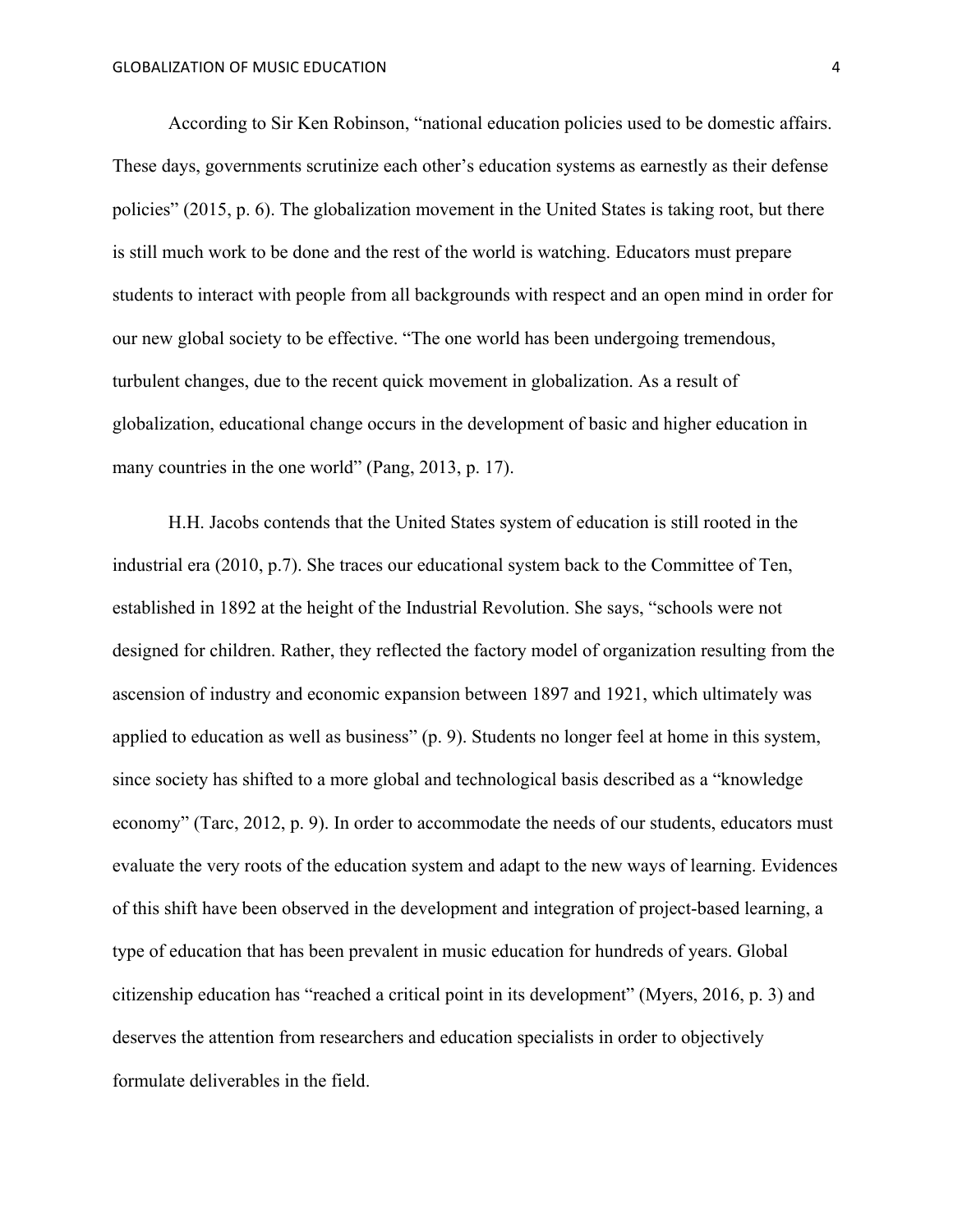According to Sir Ken Robinson, “national education policies used to be domestic affairs. These days, governments scrutinize each other’s education systems as earnestly as their defense policies” (2015, p. 6). The globalization movement in the United States is taking root, but there is still much work to be done and the rest of the world is watching. Educators must prepare students to interact with people from all backgrounds with respect and an open mind in order for our new global society to be effective. “The one world has been undergoing tremendous, turbulent changes, due to the recent quick movement in globalization. As a result of globalization, educational change occurs in the development of basic and higher education in many countries in the one world” (Pang, 2013, p. 17).

H.H. Jacobs contends that the United States system of education is still rooted in the industrial era (2010, p.7). She traces our educational system back to the Committee of Ten, established in 1892 at the height of the Industrial Revolution. She says, “schools were not designed for children. Rather, they reflected the factory model of organization resulting from the ascension of industry and economic expansion between 1897 and 1921, which ultimately was applied to education as well as business” (p. 9). Students no longer feel at home in this system, since society has shifted to a more global and technological basis described as a “knowledge economy” (Tarc, 2012, p. 9). In order to accommodate the needs of our students, educators must evaluate the very roots of the education system and adapt to the new ways of learning. Evidences of this shift have been observed in the development and integration of project-based learning, a type of education that has been prevalent in music education for hundreds of years. Global citizenship education has “reached a critical point in its development” (Myers, 2016, p. 3) and deserves the attention from researchers and education specialists in order to objectively formulate deliverables in the field.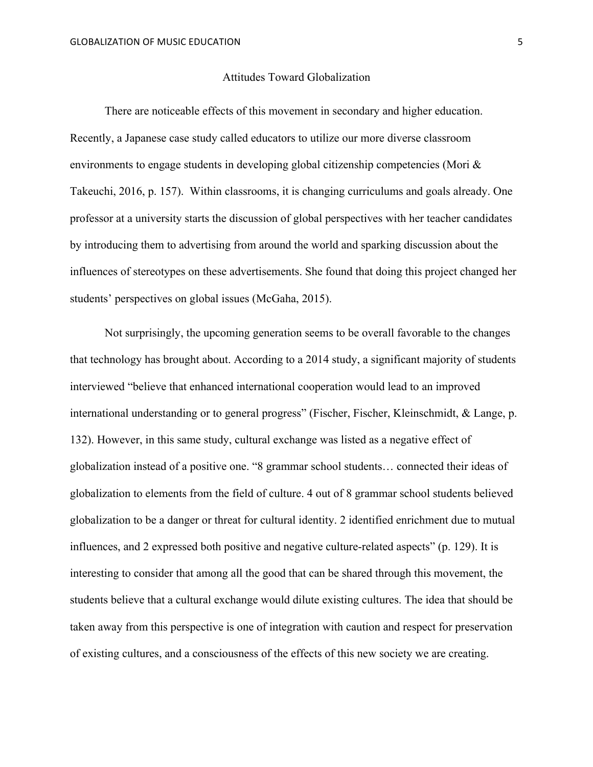## Attitudes Toward Globalization

There are noticeable effects of this movement in secondary and higher education. Recently, a Japanese case study called educators to utilize our more diverse classroom environments to engage students in developing global citizenship competencies (Mori & Takeuchi, 2016, p. 157). Within classrooms, it is changing curriculums and goals already. One professor at a university starts the discussion of global perspectives with her teacher candidates by introducing them to advertising from around the world and sparking discussion about the influences of stereotypes on these advertisements. She found that doing this project changed her students' perspectives on global issues (McGaha, 2015).

Not surprisingly, the upcoming generation seems to be overall favorable to the changes that technology has brought about. According to a 2014 study, a significant majority of students interviewed "believe that enhanced international cooperation would lead to an improved international understanding or to general progress" (Fischer, Fischer, Kleinschmidt, & Lange, p. 132). However, in this same study, cultural exchange was listed as a negative effect of globalization instead of a positive one. "8 grammar school students… connected their ideas of globalization to elements from the field of culture. 4 out of 8 grammar school students believed globalization to be a danger or threat for cultural identity. 2 identified enrichment due to mutual influences, and 2 expressed both positive and negative culture-related aspects" (p. 129). It is interesting to consider that among all the good that can be shared through this movement, the students believe that a cultural exchange would dilute existing cultures. The idea that should be taken away from this perspective is one of integration with caution and respect for preservation of existing cultures, and a consciousness of the effects of this new society we are creating.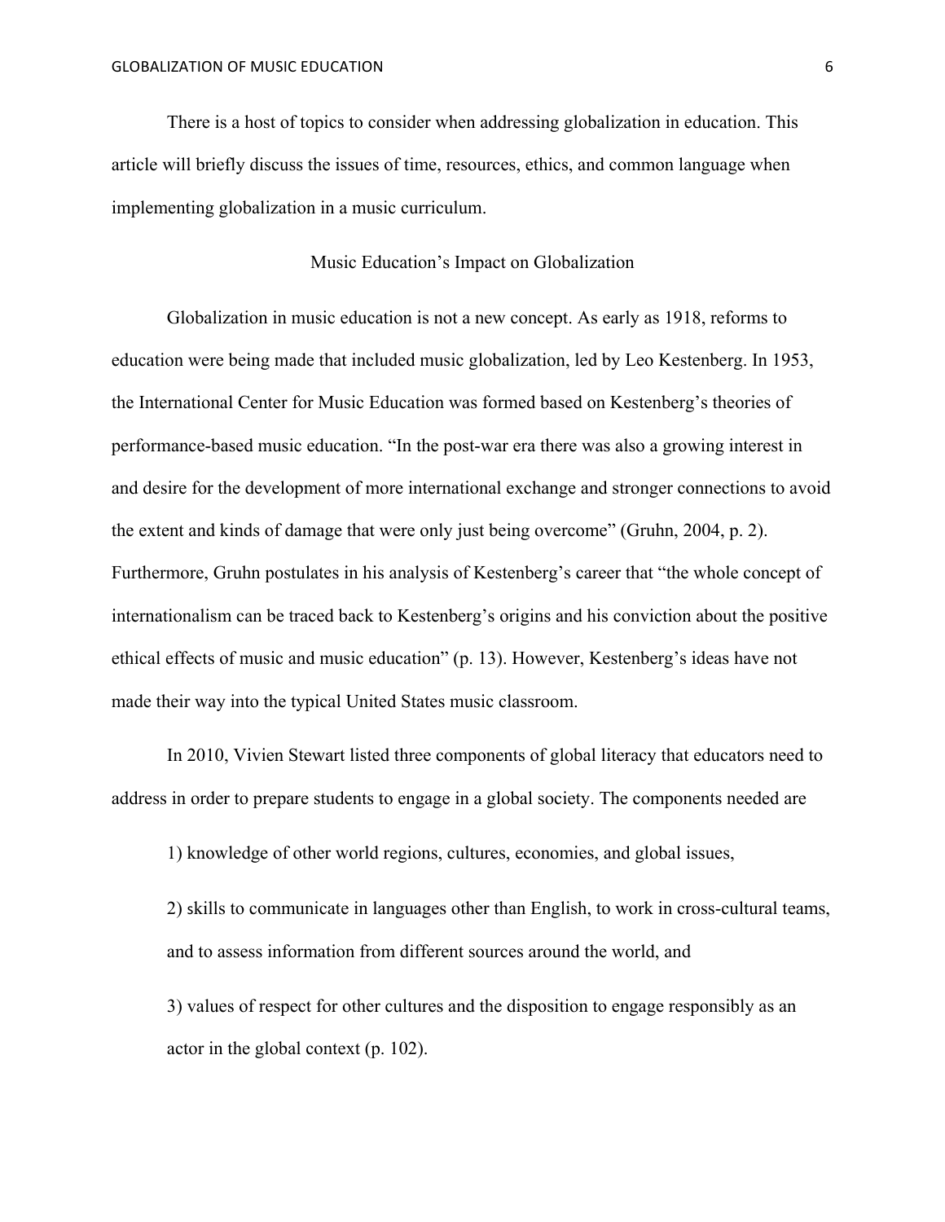There is a host of topics to consider when addressing globalization in education. This article will briefly discuss the issues of time, resources, ethics, and common language when implementing globalization in a music curriculum.

## Music Education's Impact on Globalization

Globalization in music education is not a new concept. As early as 1918, reforms to education were being made that included music globalization, led by Leo Kestenberg. In 1953, the International Center for Music Education was formed based on Kestenberg's theories of performance-based music education. "In the post-war era there was also a growing interest in and desire for the development of more international exchange and stronger connections to avoid the extent and kinds of damage that were only just being overcome" (Gruhn, 2004, p. 2). Furthermore, Gruhn postulates in his analysis of Kestenberg's career that "the whole concept of internationalism can be traced back to Kestenberg's origins and his conviction about the positive ethical effects of music and music education" (p. 13). However, Kestenberg's ideas have not made their way into the typical United States music classroom.

In 2010, Vivien Stewart listed three components of global literacy that educators need to address in order to prepare students to engage in a global society. The components needed are

> 1) knowledge of other world regions, cultures, economies, and global issues,
>
> 2) skills to communicate in languages other than English, to work in cross-cultural teams, and to assess information from different sources around the world, and
>
> 3) values of respect for other cultures and the disposition to engage responsibly as an actor in the global context (p. 102).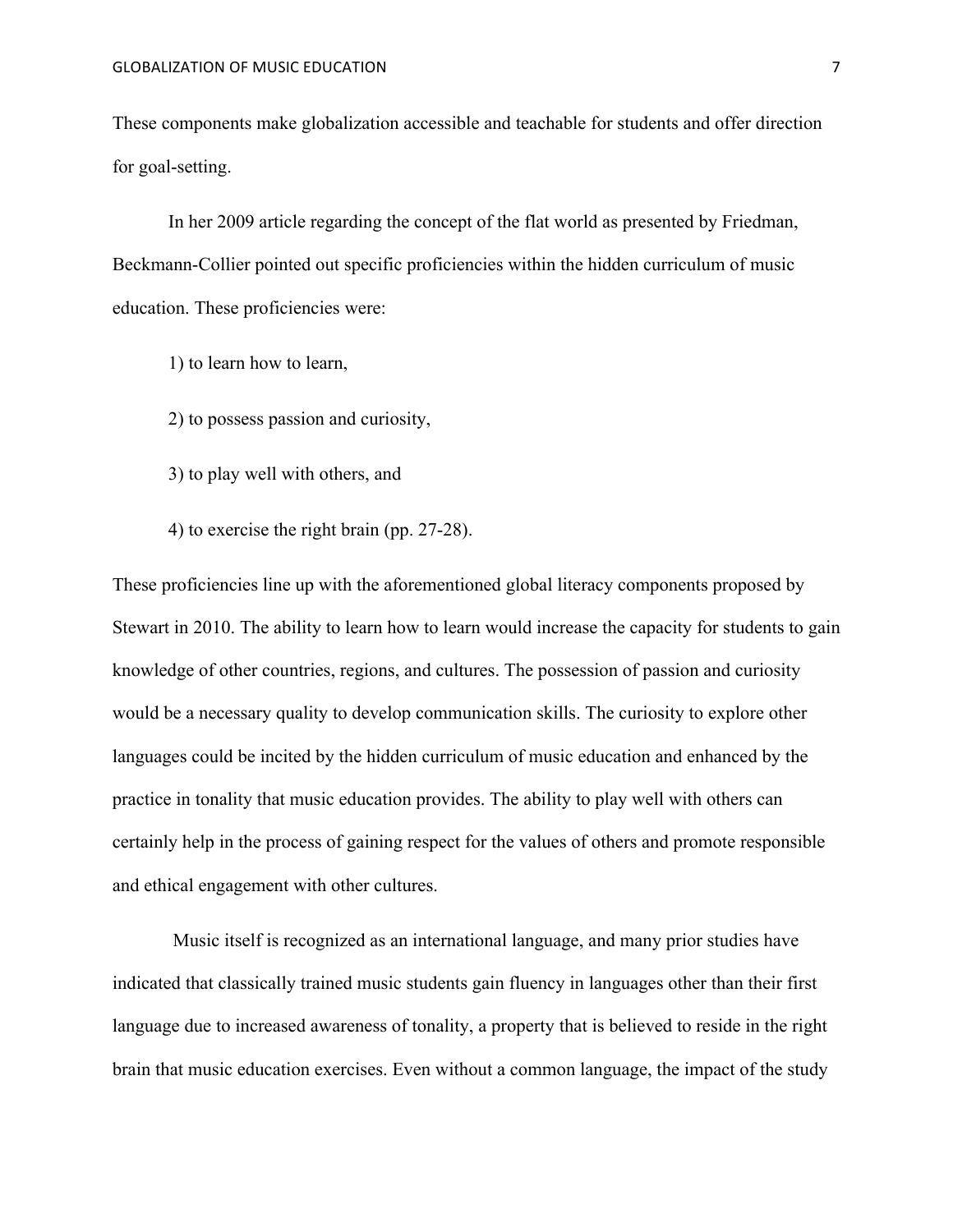These components make globalization accessible and teachable for students and offer direction for goal-setting.

In her 2009 article regarding the concept of the flat world as presented by Friedman, Beckmann-Collier pointed out specific proficiencies within the hidden curriculum of music education. These proficiencies were:

1) to learn how to learn,

2) to possess passion and curiosity,

3) to play well with others, and

4) to exercise the right brain (pp. 27-28).

These proficiencies line up with the aforementioned global literacy components proposed by Stewart in 2010. The ability to learn how to learn would increase the capacity for students to gain knowledge of other countries, regions, and cultures. The possession of passion and curiosity would be a necessary quality to develop communication skills. The curiosity to explore other languages could be incited by the hidden curriculum of music education and enhanced by the practice in tonality that music education provides. The ability to play well with others can certainly help in the process of gaining respect for the values of others and promote responsible and ethical engagement with other cultures.

Music itself is recognized as an international language, and many prior studies have indicated that classically trained music students gain fluency in languages other than their first language due to increased awareness of tonality, a property that is believed to reside in the right brain that music education exercises. Even without a common language, the impact of the study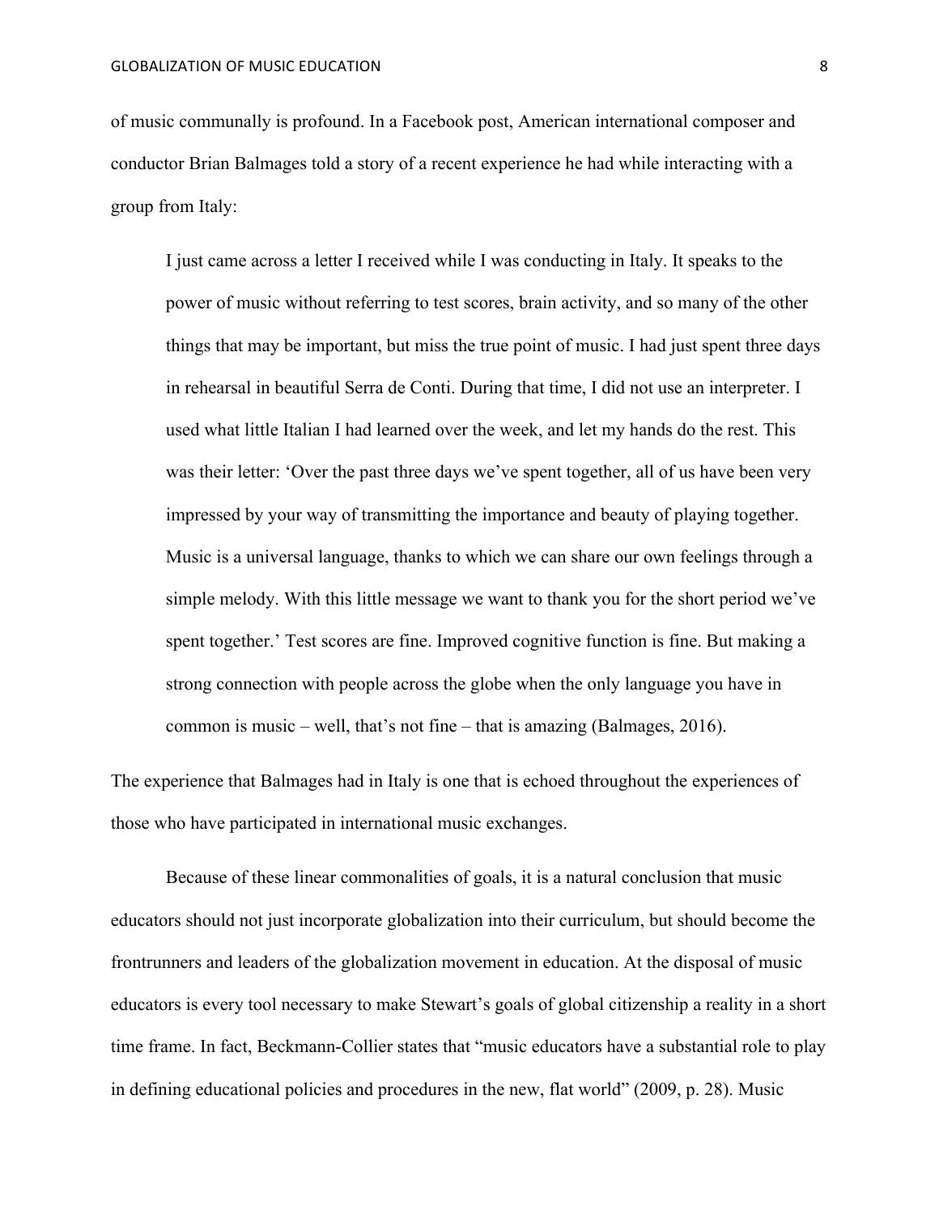of music communally is profound. In a Facebook post, American international composer and conductor Brian Balmages told a story of a recent experience he had while interacting with a group from Italy:

> I just came across a letter I received while I was conducting in Italy. It speaks to the power of music without referring to test scores, brain activity, and so many of the other things that may be important, but miss the true point of music. I had just spent three days in rehearsal in beautiful Serra de Conti. During that time, I did not use an interpreter. I used what little Italian I had learned over the week, and let my hands do the rest. This was their letter: 'Over the past three days we've spent together, all of us have been very impressed by your way of transmitting the importance and beauty of playing together. Music is a universal language, thanks to which we can share our own feelings through a simple melody. With this little message we want to thank you for the short period we've spent together.' Test scores are fine. Improved cognitive function is fine. But making a strong connection with people across the globe when the only language you have in common is music – well, that's not fine – that is amazing (Balmages, 2016).

The experience that Balmages had in Italy is one that is echoed throughout the experiences of those who have participated in international music exchanges.

Because of these linear commonalities of goals, it is a natural conclusion that music educators should not just incorporate globalization into their curriculum, but should become the frontrunners and leaders of the globalization movement in education. At the disposal of music educators is every tool necessary to make Stewart's goals of global citizenship a reality in a short time frame. In fact, Beckmann-Collier states that "music educators have a substantial role to play in defining educational policies and procedures in the new, flat world" (2009, p. 28). Music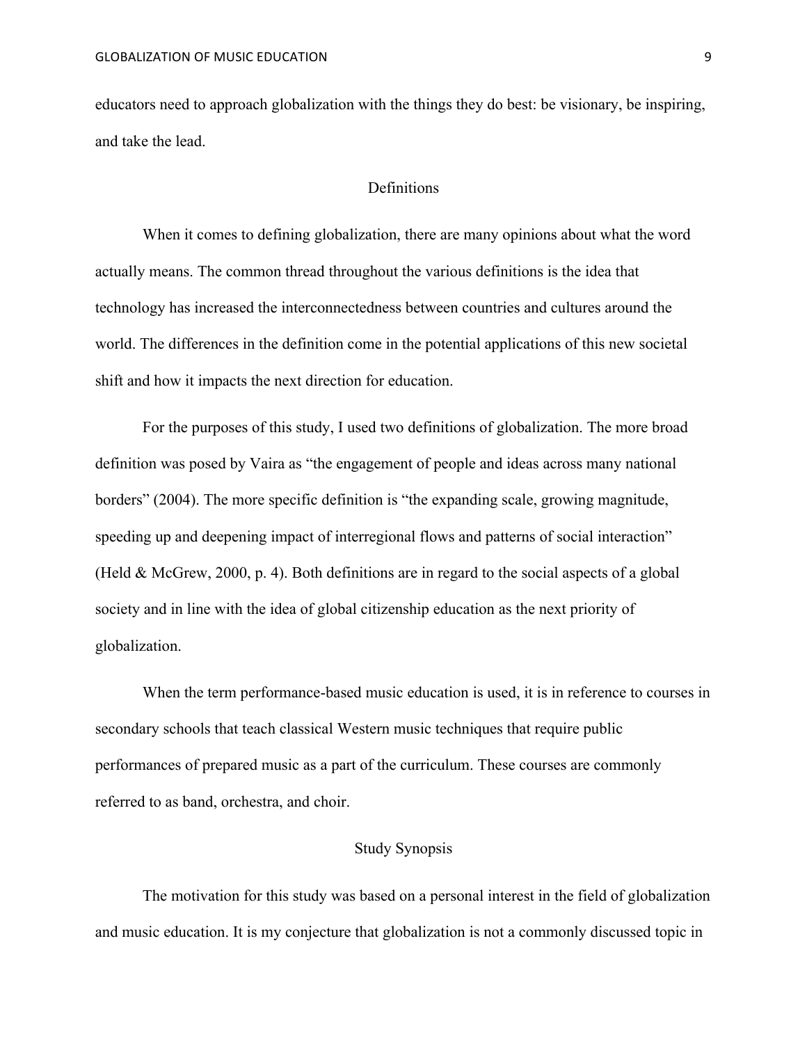educators need to approach globalization with the things they do best: be visionary, be inspiring, and take the lead.

## Definitions

When it comes to defining globalization, there are many opinions about what the word actually means. The common thread throughout the various definitions is the idea that technology has increased the interconnectedness between countries and cultures around the world. The differences in the definition come in the potential applications of this new societal shift and how it impacts the next direction for education.

For the purposes of this study, I used two definitions of globalization. The more broad definition was posed by Vaira as "the engagement of people and ideas across many national borders" (2004). The more specific definition is "the expanding scale, growing magnitude, speeding up and deepening impact of interregional flows and patterns of social interaction" (Held & McGrew, 2000, p. 4). Both definitions are in regard to the social aspects of a global society and in line with the idea of global citizenship education as the next priority of globalization.

When the term performance-based music education is used, it is in reference to courses in secondary schools that teach classical Western music techniques that require public performances of prepared music as a part of the curriculum. These courses are commonly referred to as band, orchestra, and choir.

## Study Synopsis

The motivation for this study was based on a personal interest in the field of globalization and music education. It is my conjecture that globalization is not a commonly discussed topic in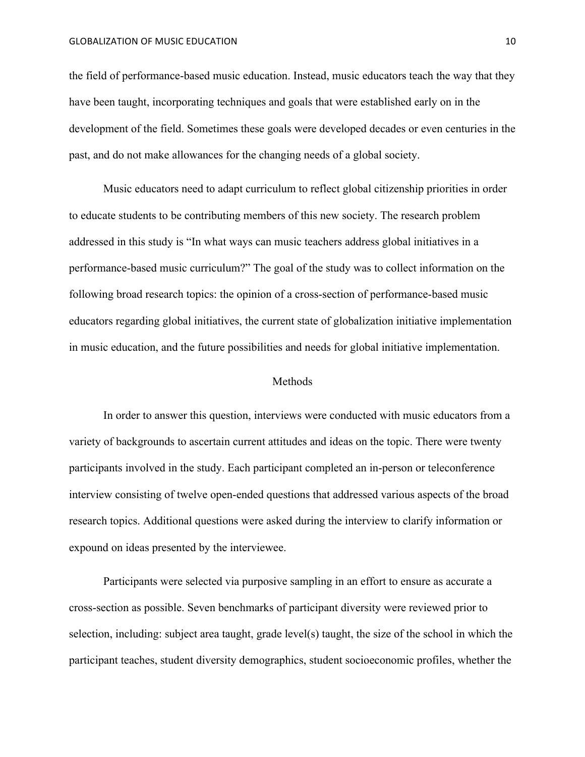the field of performance-based music education. Instead, music educators teach the way that they have been taught, incorporating techniques and goals that were established early on in the development of the field. Sometimes these goals were developed decades or even centuries in the past, and do not make allowances for the changing needs of a global society.

Music educators need to adapt curriculum to reflect global citizenship priorities in order to educate students to be contributing members of this new society. The research problem addressed in this study is "In what ways can music teachers address global initiatives in a performance-based music curriculum?" The goal of the study was to collect information on the following broad research topics: the opinion of a cross-section of performance-based music educators regarding global initiatives, the current state of globalization initiative implementation in music education, and the future possibilities and needs for global initiative implementation.

## Methods

In order to answer this question, interviews were conducted with music educators from a variety of backgrounds to ascertain current attitudes and ideas on the topic. There were twenty participants involved in the study. Each participant completed an in-person or teleconference interview consisting of twelve open-ended questions that addressed various aspects of the broad research topics. Additional questions were asked during the interview to clarify information or expound on ideas presented by the interviewee.

Participants were selected via purposive sampling in an effort to ensure as accurate a cross-section as possible. Seven benchmarks of participant diversity were reviewed prior to selection, including: subject area taught, grade level(s) taught, the size of the school in which the participant teaches, student diversity demographics, student socioeconomic profiles, whether the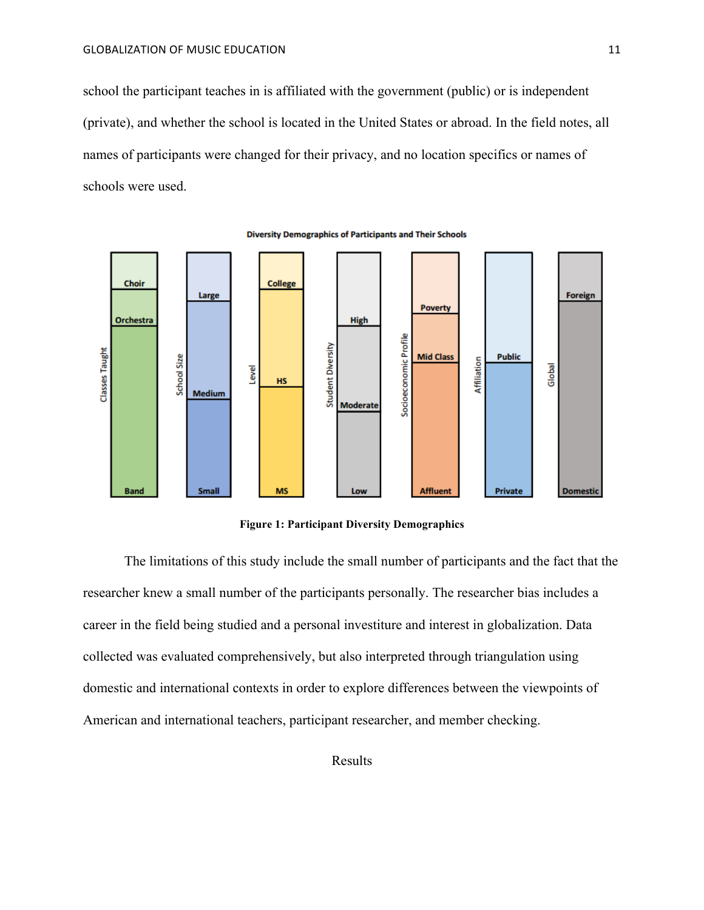school the participant teaches in is affiliated with the government (public) or is independent (private), and whether the school is located in the United States or abroad. In the field notes, all names of participants were changed for their privacy, and no location specifics or names of schools were used.

**Figure 1: Participant Diversity Demographics**

The limitations of this study include the small number of participants and the fact that the researcher knew a small number of the participants personally. The researcher bias includes a career in the field being studied and a personal investiture and interest in globalization. Data collected was evaluated comprehensively, but also interpreted through triangulation using domestic and international contexts in order to explore differences between the viewpoints of American and international teachers, participant researcher, and member checking.

## Results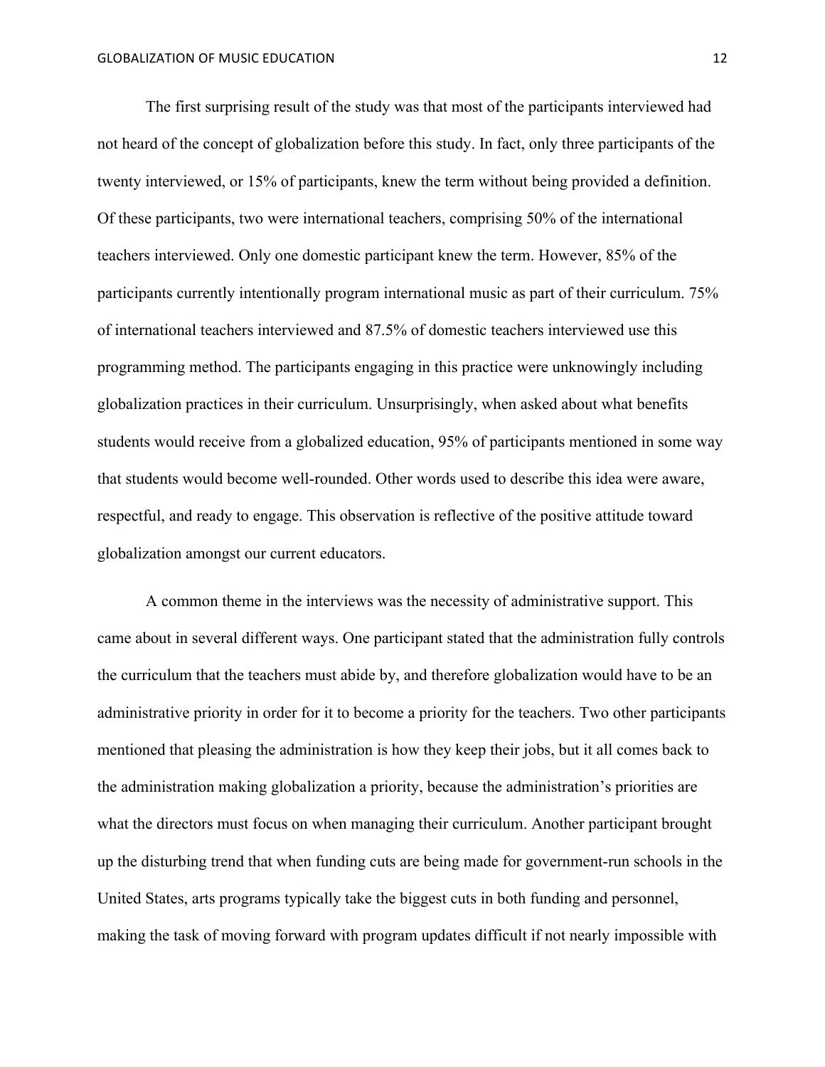The first surprising result of the study was that most of the participants interviewed had not heard of the concept of globalization before this study. In fact, only three participants of the twenty interviewed, or 15% of participants, knew the term without being provided a definition. Of these participants, two were international teachers, comprising 50% of the international teachers interviewed. Only one domestic participant knew the term. However, 85% of the participants currently intentionally program international music as part of their curriculum. 75% of international teachers interviewed and 87.5% of domestic teachers interviewed use this programming method. The participants engaging in this practice were unknowingly including globalization practices in their curriculum. Unsurprisingly, when asked about what benefits students would receive from a globalized education, 95% of participants mentioned in some way that students would become well-rounded. Other words used to describe this idea were aware, respectful, and ready to engage. This observation is reflective of the positive attitude toward globalization amongst our current educators.

A common theme in the interviews was the necessity of administrative support. This came about in several different ways. One participant stated that the administration fully controls the curriculum that the teachers must abide by, and therefore globalization would have to be an administrative priority in order for it to become a priority for the teachers. Two other participants mentioned that pleasing the administration is how they keep their jobs, but it all comes back to the administration making globalization a priority, because the administration's priorities are what the directors must focus on when managing their curriculum. Another participant brought up the disturbing trend that when funding cuts are being made for government-run schools in the United States, arts programs typically take the biggest cuts in both funding and personnel, making the task of moving forward with program updates difficult if not nearly impossible with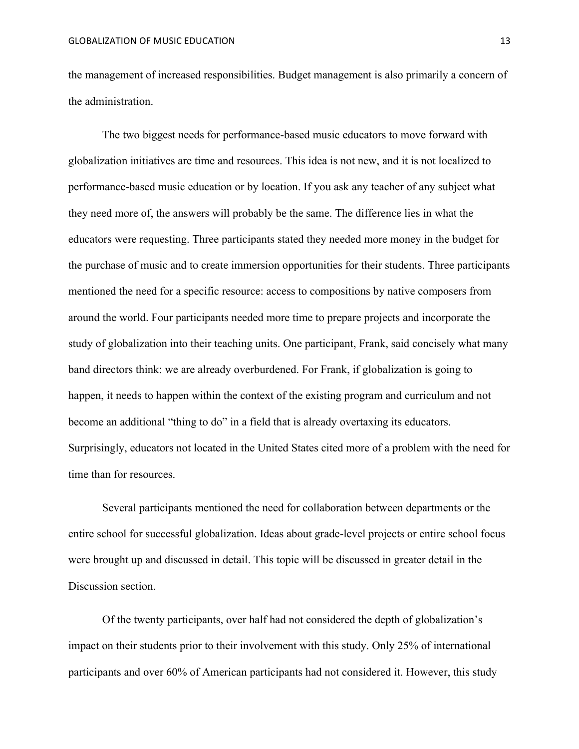the management of increased responsibilities. Budget management is also primarily a concern of the administration.

The two biggest needs for performance-based music educators to move forward with globalization initiatives are time and resources. This idea is not new, and it is not localized to performance-based music education or by location. If you ask any teacher of any subject what they need more of, the answers will probably be the same. The difference lies in what the educators were requesting. Three participants stated they needed more money in the budget for the purchase of music and to create immersion opportunities for their students. Three participants mentioned the need for a specific resource: access to compositions by native composers from around the world. Four participants needed more time to prepare projects and incorporate the study of globalization into their teaching units. One participant, Frank, said concisely what many band directors think: we are already overburdened. For Frank, if globalization is going to happen, it needs to happen within the context of the existing program and curriculum and not become an additional "thing to do" in a field that is already overtaxing its educators. Surprisingly, educators not located in the United States cited more of a problem with the need for time than for resources.

Several participants mentioned the need for collaboration between departments or the entire school for successful globalization. Ideas about grade-level projects or entire school focus were brought up and discussed in detail. This topic will be discussed in greater detail in the Discussion section.

Of the twenty participants, over half had not considered the depth of globalization's impact on their students prior to their involvement with this study. Only 25% of international participants and over 60% of American participants had not considered it. However, this study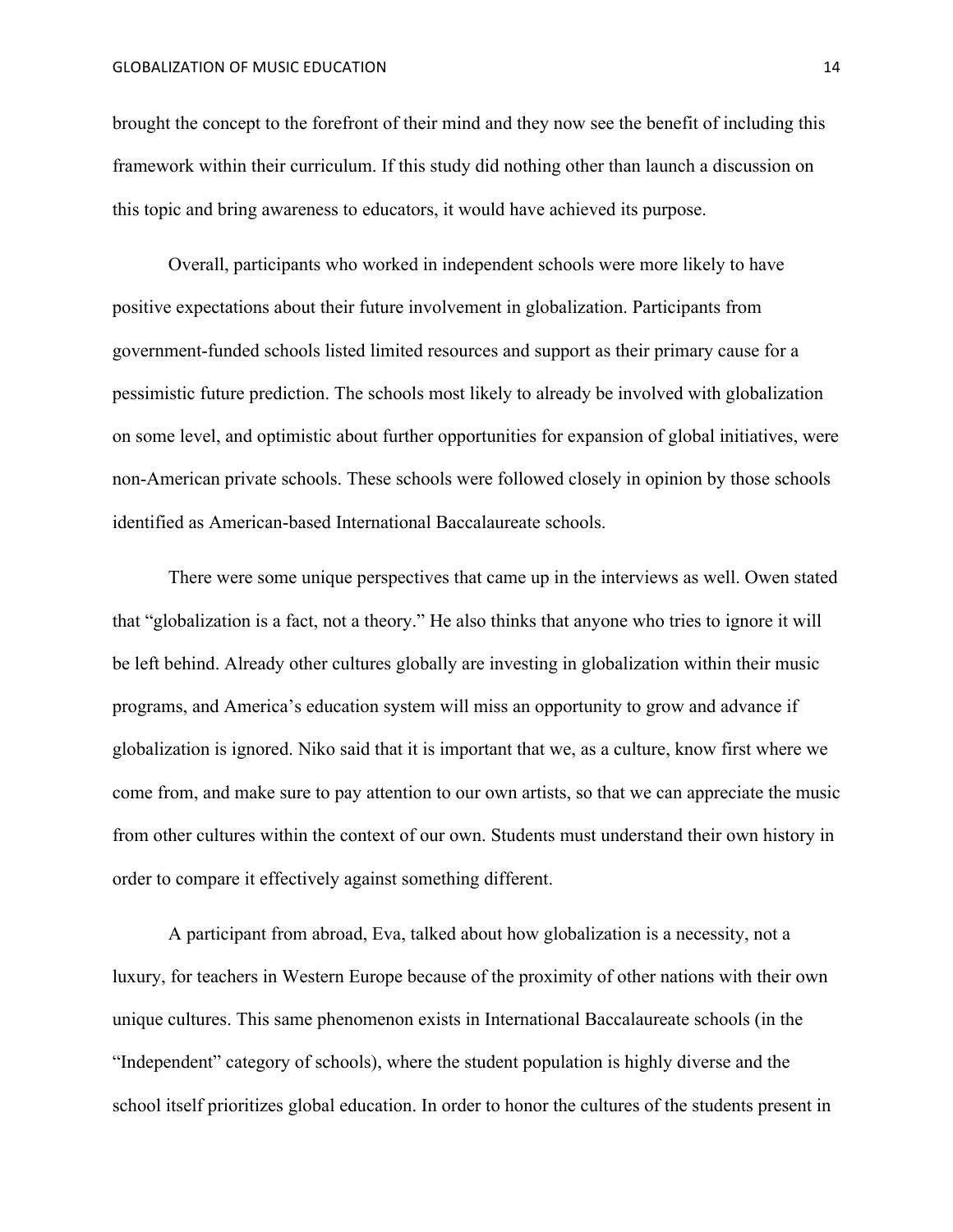brought the concept to the forefront of their mind and they now see the benefit of including this framework within their curriculum. If this study did nothing other than launch a discussion on this topic and bring awareness to educators, it would have achieved its purpose.

Overall, participants who worked in independent schools were more likely to have positive expectations about their future involvement in globalization. Participants from government-funded schools listed limited resources and support as their primary cause for a pessimistic future prediction. The schools most likely to already be involved with globalization on some level, and optimistic about further opportunities for expansion of global initiatives, were non-American private schools. These schools were followed closely in opinion by those schools identified as American-based International Baccalaureate schools.

There were some unique perspectives that came up in the interviews as well. Owen stated that "globalization is a fact, not a theory." He also thinks that anyone who tries to ignore it will be left behind. Already other cultures globally are investing in globalization within their music programs, and America's education system will miss an opportunity to grow and advance if globalization is ignored. Niko said that it is important that we, as a culture, know first where we come from, and make sure to pay attention to our own artists, so that we can appreciate the music from other cultures within the context of our own. Students must understand their own history in order to compare it effectively against something different.

A participant from abroad, Eva, talked about how globalization is a necessity, not a luxury, for teachers in Western Europe because of the proximity of other nations with their own unique cultures. This same phenomenon exists in International Baccalaureate schools (in the "Independent" category of schools), where the student population is highly diverse and the school itself prioritizes global education. In order to honor the cultures of the students present in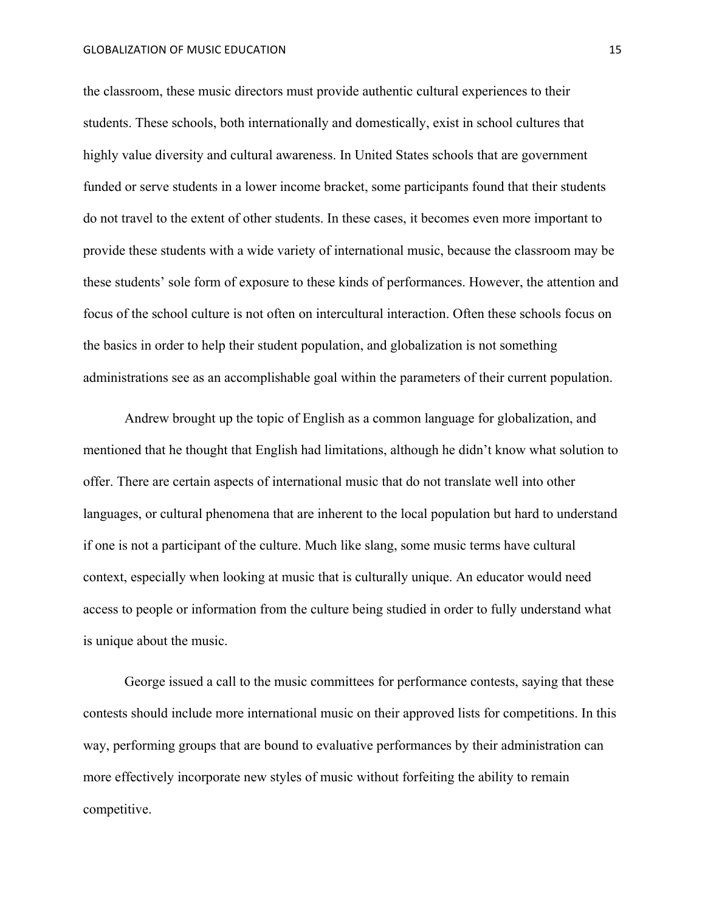the classroom, these music directors must provide authentic cultural experiences to their students. These schools, both internationally and domestically, exist in school cultures that highly value diversity and cultural awareness. In United States schools that are government funded or serve students in a lower income bracket, some participants found that their students do not travel to the extent of other students. In these cases, it becomes even more important to provide these students with a wide variety of international music, because the classroom may be these students' sole form of exposure to these kinds of performances. However, the attention and focus of the school culture is not often on intercultural interaction. Often these schools focus on the basics in order to help their student population, and globalization is not something administrations see as an accomplishable goal within the parameters of their current population.

Andrew brought up the topic of English as a common language for globalization, and mentioned that he thought that English had limitations, although he didn't know what solution to offer. There are certain aspects of international music that do not translate well into other languages, or cultural phenomena that are inherent to the local population but hard to understand if one is not a participant of the culture. Much like slang, some music terms have cultural context, especially when looking at music that is culturally unique. An educator would need access to people or information from the culture being studied in order to fully understand what is unique about the music.

George issued a call to the music committees for performance contests, saying that these contests should include more international music on their approved lists for competitions. In this way, performing groups that are bound to evaluative performances by their administration can more effectively incorporate new styles of music without forfeiting the ability to remain competitive.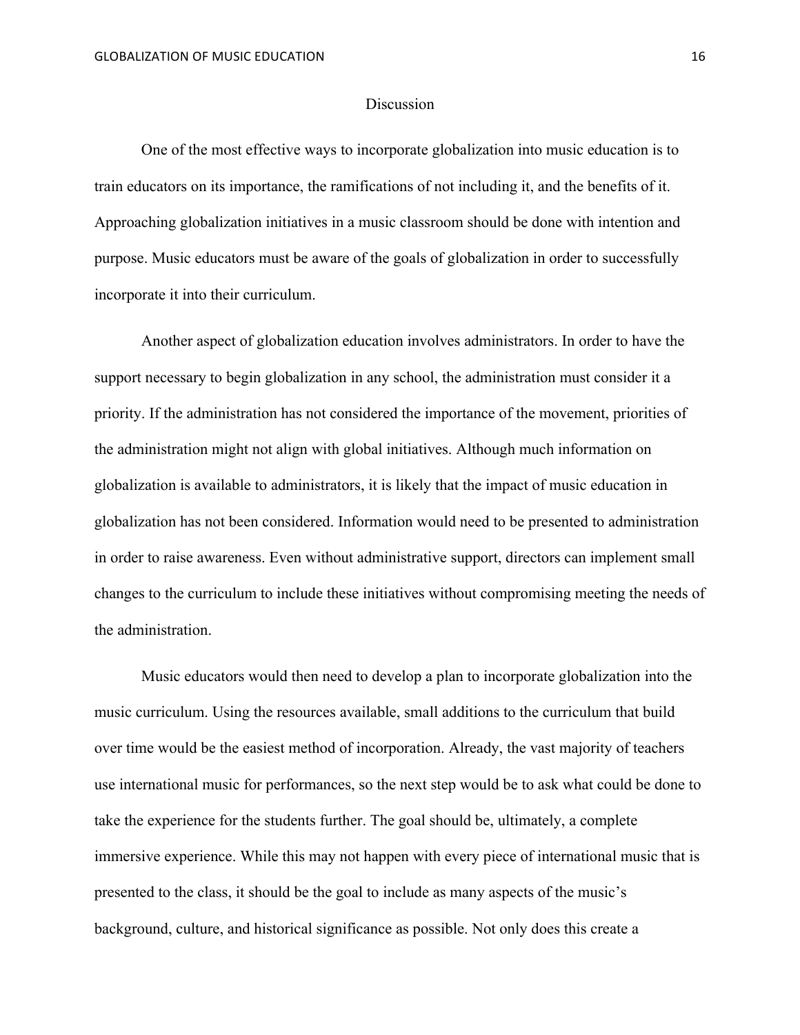## Discussion

One of the most effective ways to incorporate globalization into music education is to train educators on its importance, the ramifications of not including it, and the benefits of it. Approaching globalization initiatives in a music classroom should be done with intention and purpose. Music educators must be aware of the goals of globalization in order to successfully incorporate it into their curriculum.

Another aspect of globalization education involves administrators. In order to have the support necessary to begin globalization in any school, the administration must consider it a priority. If the administration has not considered the importance of the movement, priorities of the administration might not align with global initiatives. Although much information on globalization is available to administrators, it is likely that the impact of music education in globalization has not been considered. Information would need to be presented to administration in order to raise awareness. Even without administrative support, directors can implement small changes to the curriculum to include these initiatives without compromising meeting the needs of the administration.

Music educators would then need to develop a plan to incorporate globalization into the music curriculum. Using the resources available, small additions to the curriculum that build over time would be the easiest method of incorporation. Already, the vast majority of teachers use international music for performances, so the next step would be to ask what could be done to take the experience for the students further. The goal should be, ultimately, a complete immersive experience. While this may not happen with every piece of international music that is presented to the class, it should be the goal to include as many aspects of the music's background, culture, and historical significance as possible. Not only does this create a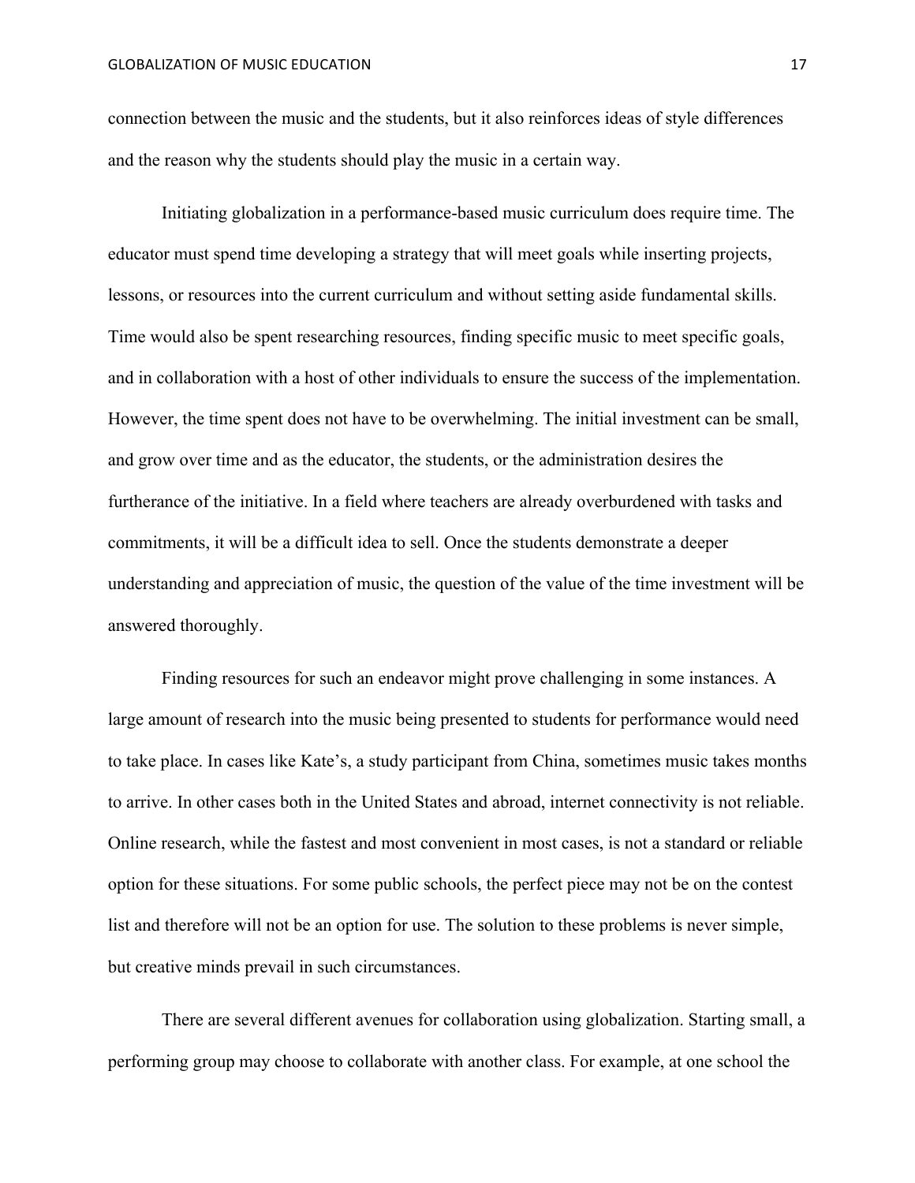connection between the music and the students, but it also reinforces ideas of style differences and the reason why the students should play the music in a certain way.

Initiating globalization in a performance-based music curriculum does require time. The educator must spend time developing a strategy that will meet goals while inserting projects, lessons, or resources into the current curriculum and without setting aside fundamental skills. Time would also be spent researching resources, finding specific music to meet specific goals, and in collaboration with a host of other individuals to ensure the success of the implementation. However, the time spent does not have to be overwhelming. The initial investment can be small, and grow over time and as the educator, the students, or the administration desires the furtherance of the initiative. In a field where teachers are already overburdened with tasks and commitments, it will be a difficult idea to sell. Once the students demonstrate a deeper understanding and appreciation of music, the question of the value of the time investment will be answered thoroughly.

Finding resources for such an endeavor might prove challenging in some instances. A large amount of research into the music being presented to students for performance would need to take place. In cases like Kate's, a study participant from China, sometimes music takes months to arrive. In other cases both in the United States and abroad, internet connectivity is not reliable. Online research, while the fastest and most convenient in most cases, is not a standard or reliable option for these situations. For some public schools, the perfect piece may not be on the contest list and therefore will not be an option for use. The solution to these problems is never simple, but creative minds prevail in such circumstances.

There are several different avenues for collaboration using globalization. Starting small, a performing group may choose to collaborate with another class. For example, at one school the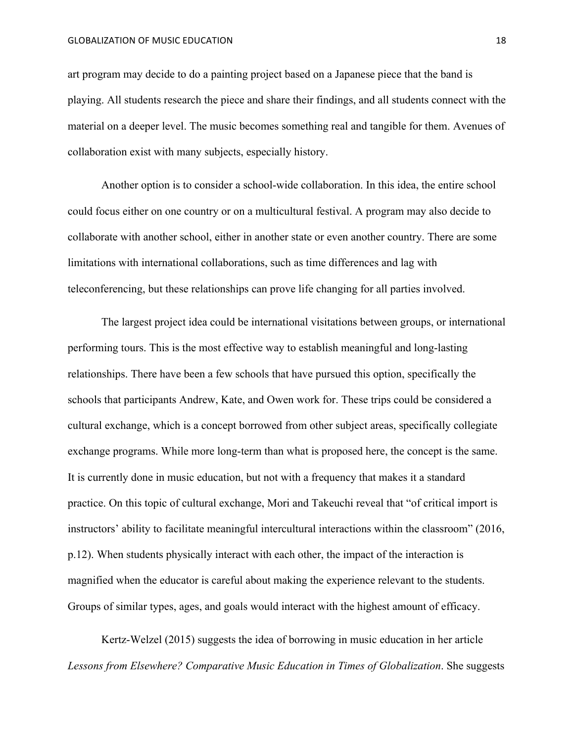art program may decide to do a painting project based on a Japanese piece that the band is playing. All students research the piece and share their findings, and all students connect with the material on a deeper level. The music becomes something real and tangible for them. Avenues of collaboration exist with many subjects, especially history.

Another option is to consider a school-wide collaboration. In this idea, the entire school could focus either on one country or on a multicultural festival. A program may also decide to collaborate with another school, either in another state or even another country. There are some limitations with international collaborations, such as time differences and lag with teleconferencing, but these relationships can prove life changing for all parties involved.

The largest project idea could be international visitations between groups, or international performing tours. This is the most effective way to establish meaningful and long-lasting relationships. There have been a few schools that have pursued this option, specifically the schools that participants Andrew, Kate, and Owen work for. These trips could be considered a cultural exchange, which is a concept borrowed from other subject areas, specifically collegiate exchange programs. While more long-term than what is proposed here, the concept is the same. It is currently done in music education, but not with a frequency that makes it a standard practice. On this topic of cultural exchange, Mori and Takeuchi reveal that "of critical import is instructors' ability to facilitate meaningful intercultural interactions within the classroom" (2016, p.12). When students physically interact with each other, the impact of the interaction is magnified when the educator is careful about making the experience relevant to the students. Groups of similar types, ages, and goals would interact with the highest amount of efficacy.

Kertz-Welzel (2015) suggests the idea of borrowing in music education in her article *Lessons from Elsewhere? Comparative Music Education in Times of Globalization*. She suggests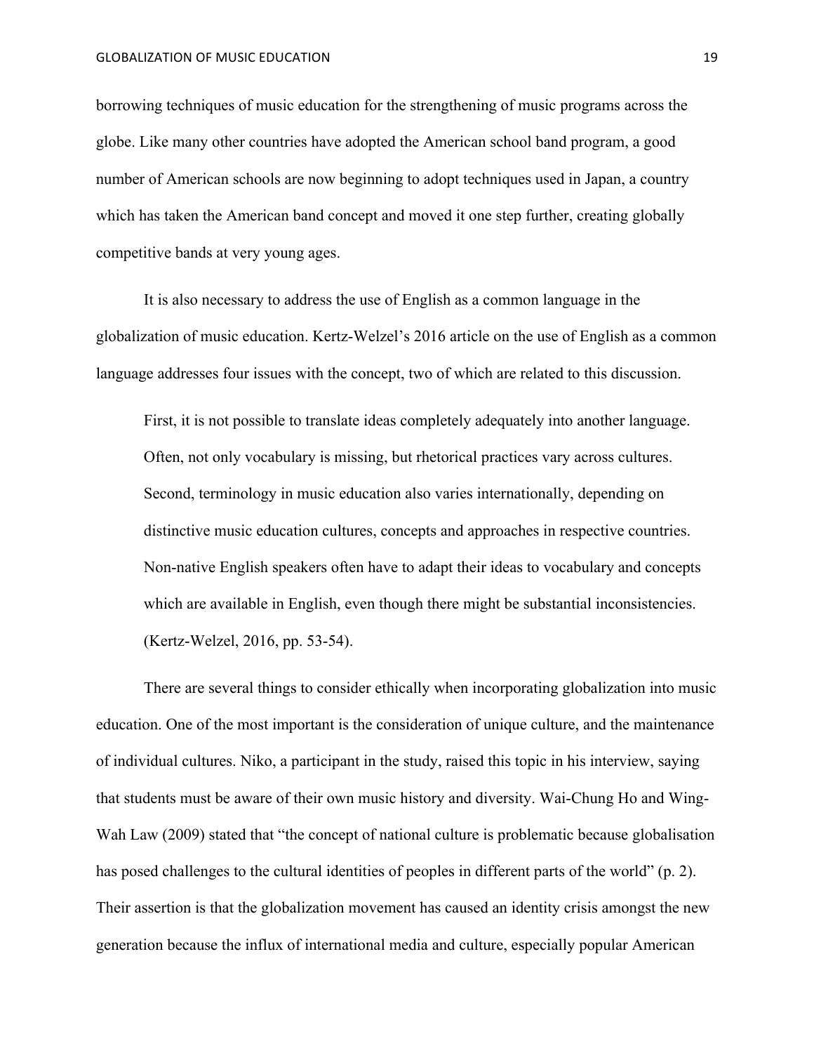borrowing techniques of music education for the strengthening of music programs across the globe. Like many other countries have adopted the American school band program, a good number of American schools are now beginning to adopt techniques used in Japan, a country which has taken the American band concept and moved it one step further, creating globally competitive bands at very young ages.

It is also necessary to address the use of English as a common language in the globalization of music education. Kertz-Welzel's 2016 article on the use of English as a common language addresses four issues with the concept, two of which are related to this discussion.

> First, it is not possible to translate ideas completely adequately into another language. Often, not only vocabulary is missing, but rhetorical practices vary across cultures. Second, terminology in music education also varies internationally, depending on distinctive music education cultures, concepts and approaches in respective countries. Non-native English speakers often have to adapt their ideas to vocabulary and concepts which are available in English, even though there might be substantial inconsistencies. (Kertz-Welzel, 2016, pp. 53-54).

There are several things to consider ethically when incorporating globalization into music education. One of the most important is the consideration of unique culture, and the maintenance of individual cultures. Niko, a participant in the study, raised this topic in his interview, saying that students must be aware of their own music history and diversity. Wai-Chung Ho and Wing-Wah Law (2009) stated that "the concept of national culture is problematic because globalisation has posed challenges to the cultural identities of peoples in different parts of the world" (p. 2). Their assertion is that the globalization movement has caused an identity crisis amongst the new generation because the influx of international media and culture, especially popular American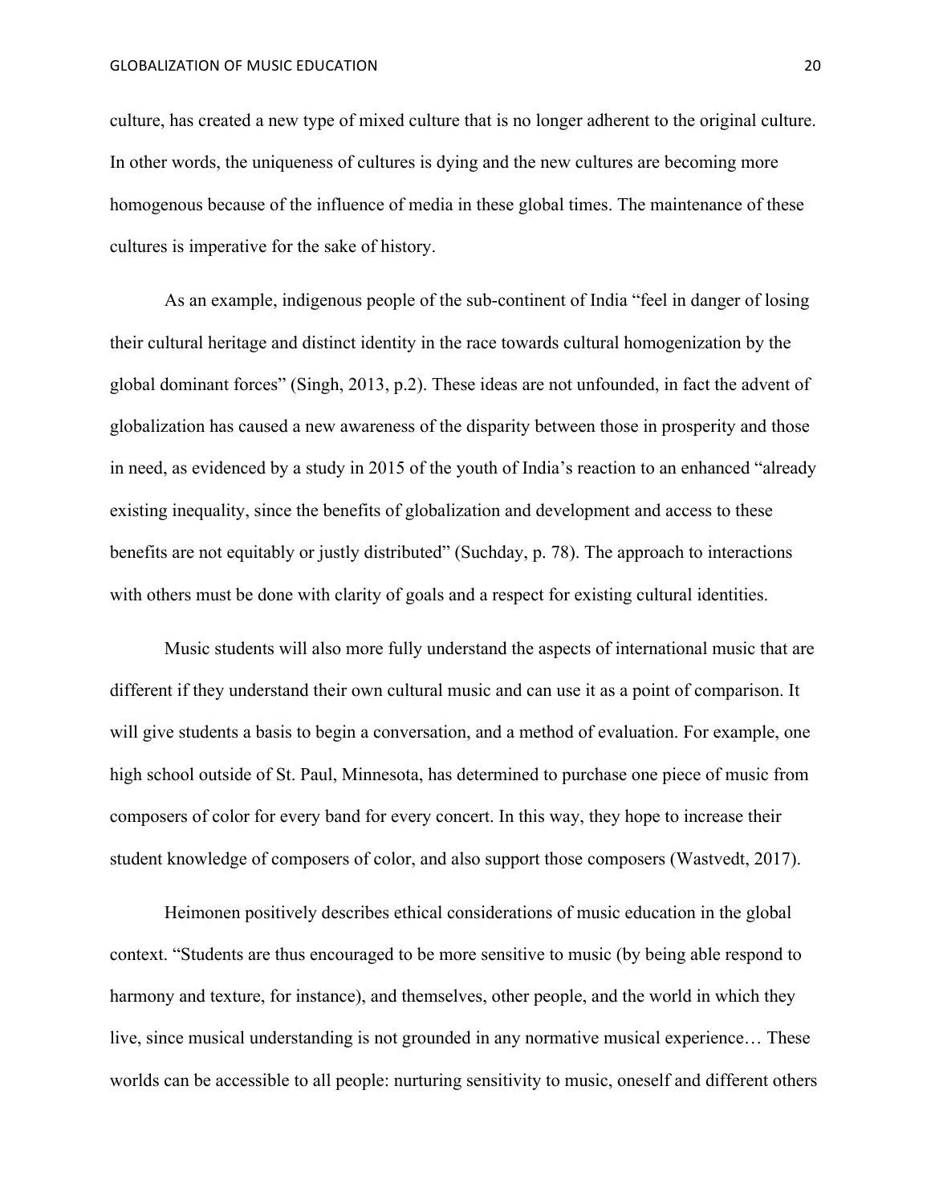culture, has created a new type of mixed culture that is no longer adherent to the original culture. In other words, the uniqueness of cultures is dying and the new cultures are becoming more homogenous because of the influence of media in these global times. The maintenance of these cultures is imperative for the sake of history.

As an example, indigenous people of the sub-continent of India "feel in danger of losing their cultural heritage and distinct identity in the race towards cultural homogenization by the global dominant forces" (Singh, 2013, p.2). These ideas are not unfounded, in fact the advent of globalization has caused a new awareness of the disparity between those in prosperity and those in need, as evidenced by a study in 2015 of the youth of India's reaction to an enhanced "already existing inequality, since the benefits of globalization and development and access to these benefits are not equitably or justly distributed" (Suchday, p. 78). The approach to interactions with others must be done with clarity of goals and a respect for existing cultural identities.

Music students will also more fully understand the aspects of international music that are different if they understand their own cultural music and can use it as a point of comparison. It will give students a basis to begin a conversation, and a method of evaluation. For example, one high school outside of St. Paul, Minnesota, has determined to purchase one piece of music from composers of color for every band for every concert. In this way, they hope to increase their student knowledge of composers of color, and also support those composers (Wastvedt, 2017).

Heimonen positively describes ethical considerations of music education in the global context. "Students are thus encouraged to be more sensitive to music (by being able respond to harmony and texture, for instance), and themselves, other people, and the world in which they live, since musical understanding is not grounded in any normative musical experience… These worlds can be accessible to all people: nurturing sensitivity to music, oneself and different others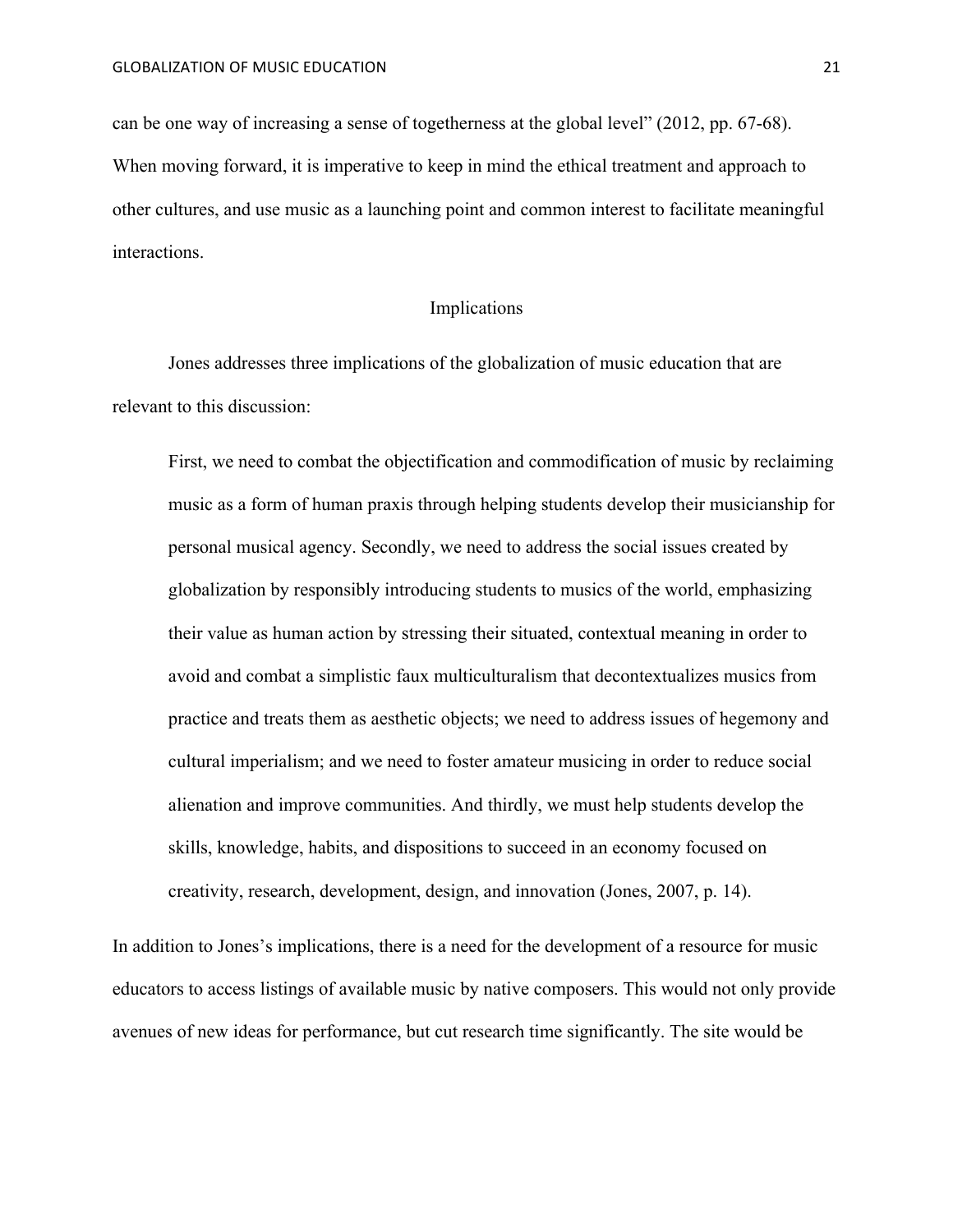can be one way of increasing a sense of togetherness at the global level" (2012, pp. 67-68). When moving forward, it is imperative to keep in mind the ethical treatment and approach to other cultures, and use music as a launching point and common interest to facilitate meaningful interactions.

## Implications

Jones addresses three implications of the globalization of music education that are relevant to this discussion:

> First, we need to combat the objectification and commodification of music by reclaiming music as a form of human praxis through helping students develop their musicianship for personal musical agency. Secondly, we need to address the social issues created by globalization by responsibly introducing students to musics of the world, emphasizing their value as human action by stressing their situated, contextual meaning in order to avoid and combat a simplistic faux multiculturalism that decontextualizes musics from practice and treats them as aesthetic objects; we need to address issues of hegemony and cultural imperialism; and we need to foster amateur musicing in order to reduce social alienation and improve communities. And thirdly, we must help students develop the skills, knowledge, habits, and dispositions to succeed in an economy focused on creativity, research, development, design, and innovation (Jones, 2007, p. 14).

In addition to Jones's implications, there is a need for the development of a resource for music educators to access listings of available music by native composers. This would not only provide avenues of new ideas for performance, but cut research time significantly. The site would be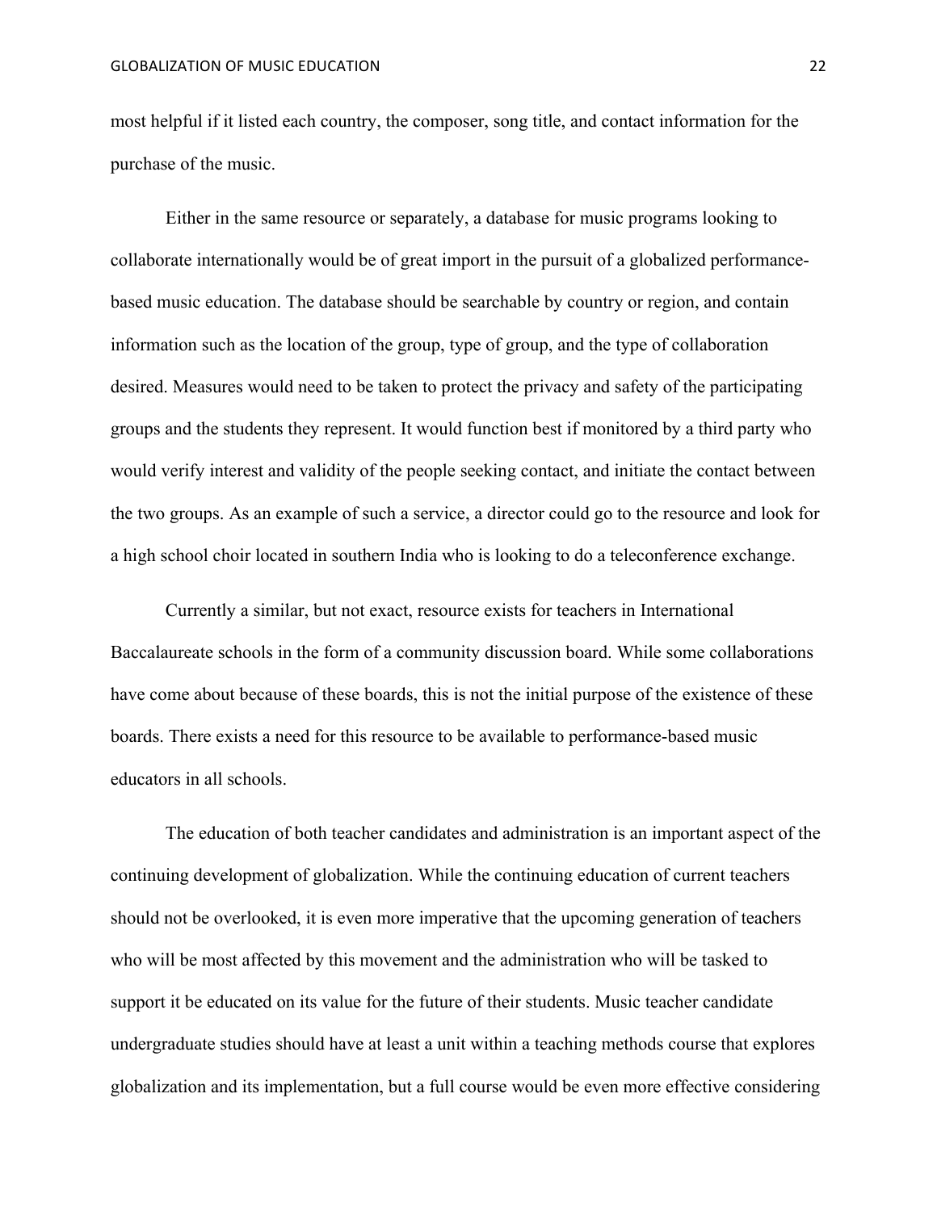most helpful if it listed each country, the composer, song title, and contact information for the purchase of the music.

Either in the same resource or separately, a database for music programs looking to collaborate internationally would be of great import in the pursuit of a globalized performance-based music education. The database should be searchable by country or region, and contain information such as the location of the group, type of group, and the type of collaboration desired. Measures would need to be taken to protect the privacy and safety of the participating groups and the students they represent. It would function best if monitored by a third party who would verify interest and validity of the people seeking contact, and initiate the contact between the two groups. As an example of such a service, a director could go to the resource and look for a high school choir located in southern India who is looking to do a teleconference exchange.

Currently a similar, but not exact, resource exists for teachers in International Baccalaureate schools in the form of a community discussion board. While some collaborations have come about because of these boards, this is not the initial purpose of the existence of these boards. There exists a need for this resource to be available to performance-based music educators in all schools.

The education of both teacher candidates and administration is an important aspect of the continuing development of globalization. While the continuing education of current teachers should not be overlooked, it is even more imperative that the upcoming generation of teachers who will be most affected by this movement and the administration who will be tasked to support it be educated on its value for the future of their students. Music teacher candidate undergraduate studies should have at least a unit within a teaching methods course that explores globalization and its implementation, but a full course would be even more effective considering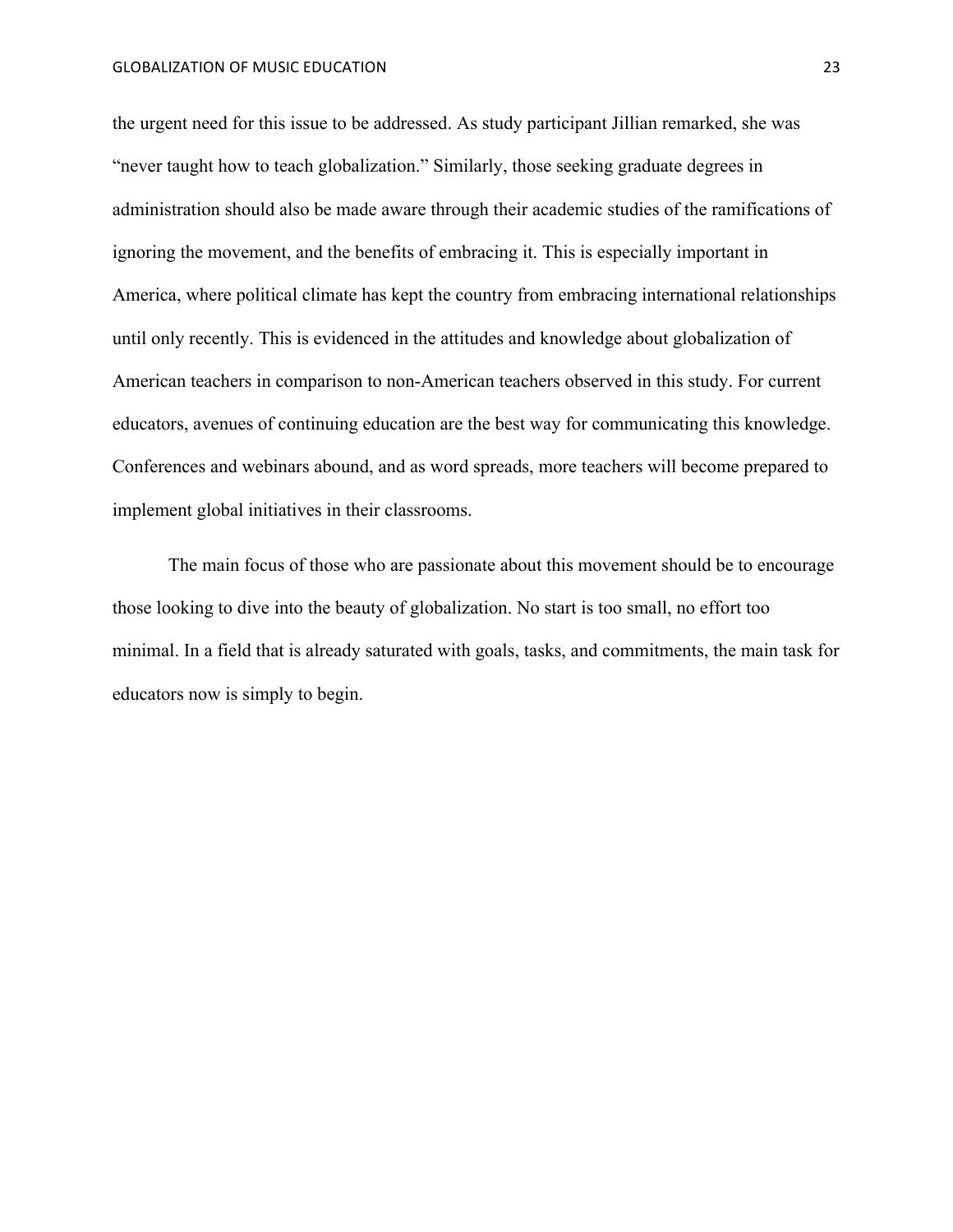the urgent need for this issue to be addressed. As study participant Jillian remarked, she was "never taught how to teach globalization." Similarly, those seeking graduate degrees in administration should also be made aware through their academic studies of the ramifications of ignoring the movement, and the benefits of embracing it. This is especially important in America, where political climate has kept the country from embracing international relationships until only recently. This is evidenced in the attitudes and knowledge about globalization of American teachers in comparison to non-American teachers observed in this study. For current educators, avenues of continuing education are the best way for communicating this knowledge. Conferences and webinars abound, and as word spreads, more teachers will become prepared to implement global initiatives in their classrooms.

The main focus of those who are passionate about this movement should be to encourage those looking to dive into the beauty of globalization. No start is too small, no effort too minimal. In a field that is already saturated with goals, tasks, and commitments, the main task for educators now is simply to begin.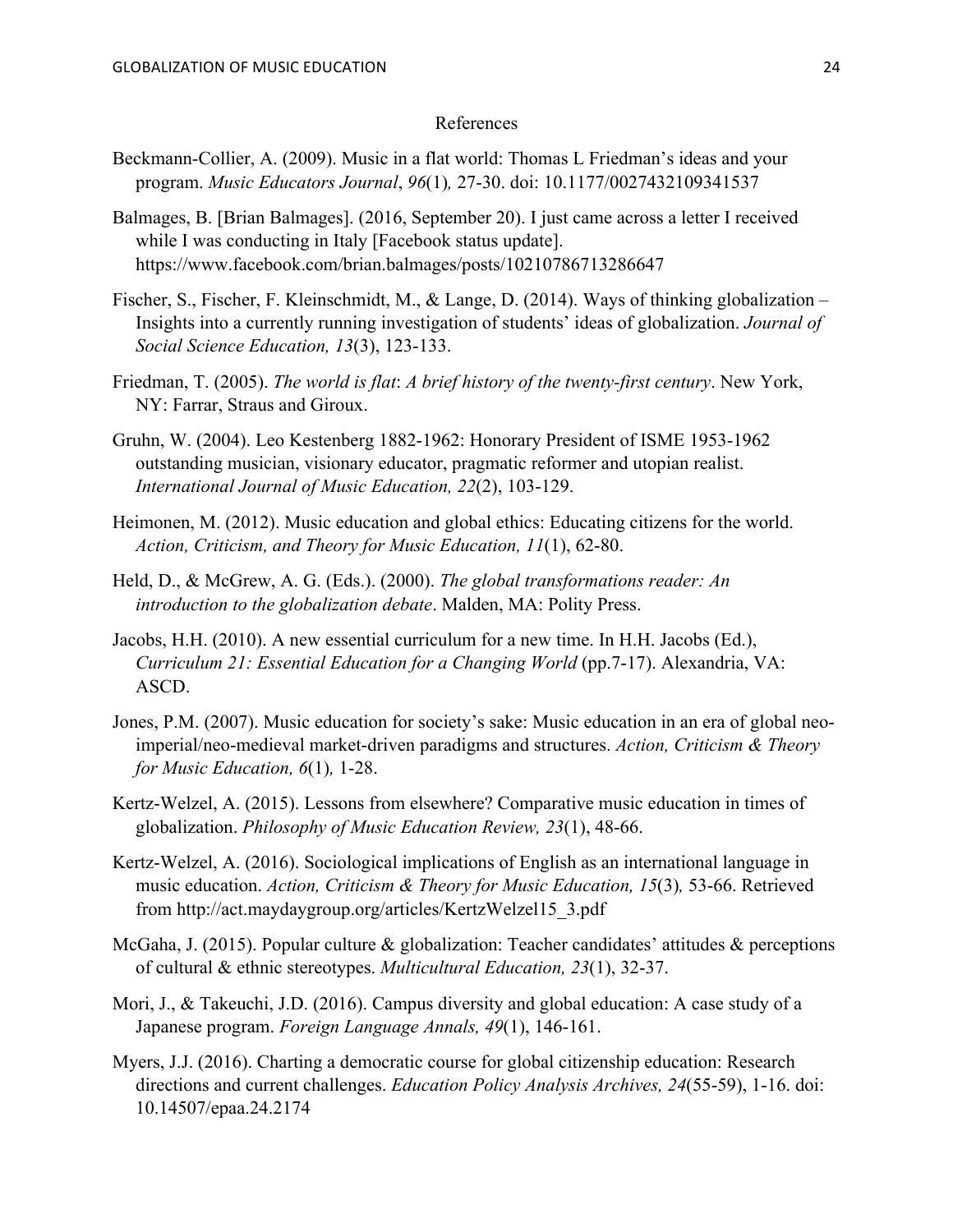# References

Beckmann-Collier, A. (2009). Music in a flat world: Thomas L Friedman's ideas and your program. *Music Educators Journal*, *96*(1)*,* 27-30. doi: 10.1177/0027432109341537

Balmages, B. [Brian Balmages]. (2016, September 20). I just came across a letter I received while I was conducting in Italy [Facebook status update]. https://www.facebook.com/brian.balmages/posts/10210786713286647

Fischer, S., Fischer, F. Kleinschmidt, M., & Lange, D. (2014). Ways of thinking globalization – Insights into a currently running investigation of students' ideas of globalization. *Journal of Social Science Education, 13*(3), 123-133.

Friedman, T. (2005). *The world is flat*: *A brief history of the twenty-first century*. New York, NY: Farrar, Straus and Giroux.

Gruhn, W. (2004). Leo Kestenberg 1882-1962: Honorary President of ISME 1953-1962 outstanding musician, visionary educator, pragmatic reformer and utopian realist. *International Journal of Music Education, 22*(2), 103-129.

Heimonen, M. (2012). Music education and global ethics: Educating citizens for the world. *Action, Criticism, and Theory for Music Education, 11*(1), 62-80.

Held, D., & McGrew, A. G. (Eds.). (2000). *The global transformations reader: An introduction to the globalization debate*. Malden, MA: Polity Press.

Jacobs, H.H. (2010). A new essential curriculum for a new time. In H.H. Jacobs (Ed.), *Curriculum 21: Essential Education for a Changing World* (pp.7-17). Alexandria, VA: ASCD.

Jones, P.M. (2007). Music education for society's sake: Music education in an era of global neo-imperial/neo-medieval market-driven paradigms and structures. *Action, Criticism & Theory for Music Education, 6*(1)*,* 1-28.

Kertz-Welzel, A. (2015). Lessons from elsewhere? Comparative music education in times of globalization. *Philosophy of Music Education Review, 23*(1), 48-66.

Kertz-Welzel, A. (2016). Sociological implications of English as an international language in music education. *Action, Criticism & Theory for Music Education, 15*(3)*,* 53-66. Retrieved from http://act.maydaygroup.org/articles/KertzWelzel15_3.pdf

McGaha, J. (2015). Popular culture & globalization: Teacher candidates' attitudes & perceptions of cultural & ethnic stereotypes. *Multicultural Education, 23*(1), 32-37.

Mori, J., & Takeuchi, J.D. (2016). Campus diversity and global education: A case study of a Japanese program. *Foreign Language Annals, 49*(1), 146-161.

Myers, J.J. (2016). Charting a democratic course for global citizenship education: Research directions and current challenges. *Education Policy Analysis Archives, 24*(55-59), 1-16. doi: 10.14507/epaa.24.2174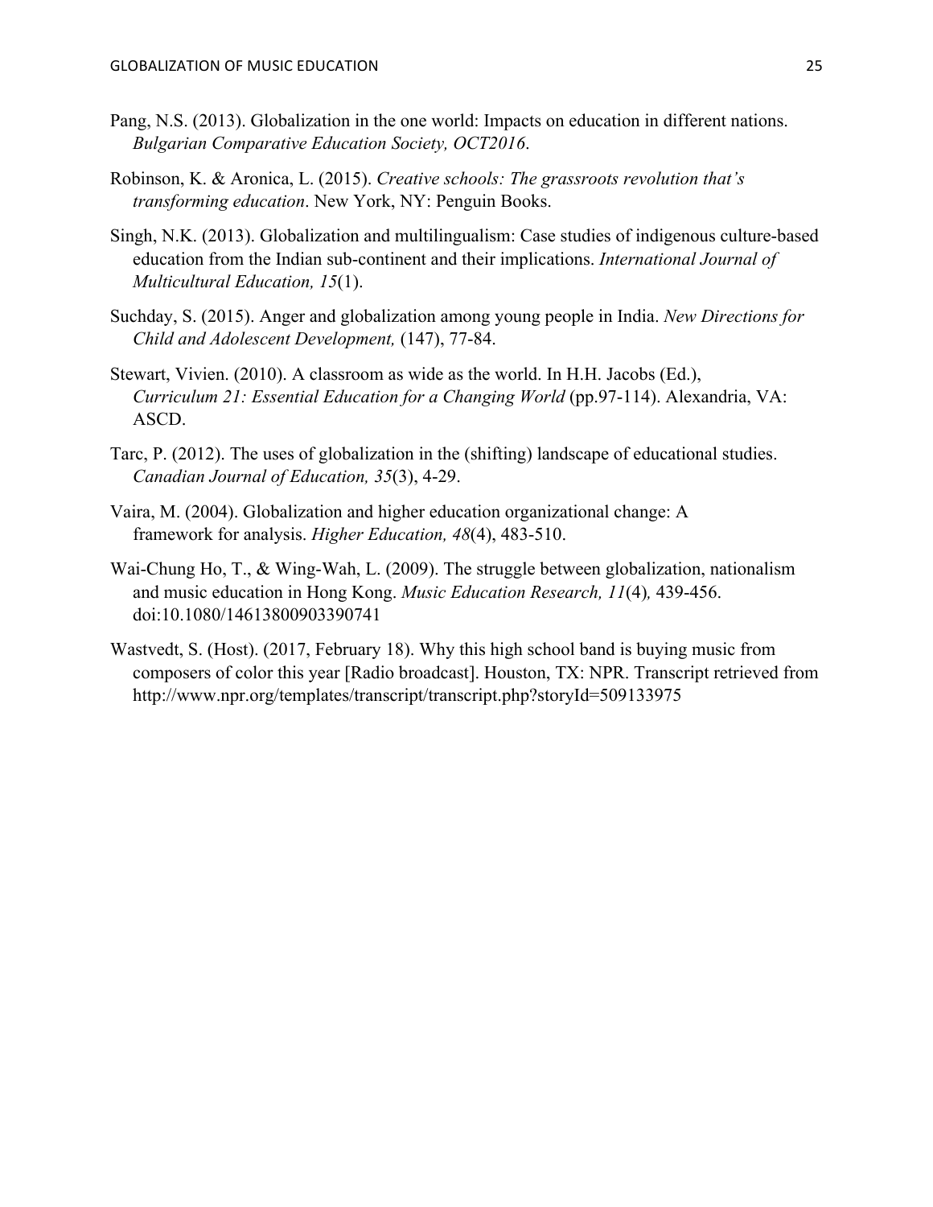Pang, N.S. (2013). Globalization in the one world: Impacts on education in different nations. *Bulgarian Comparative Education Society, OCT2016*.

Robinson, K. & Aronica, L. (2015). *Creative schools: The grassroots revolution that's transforming education*. New York, NY: Penguin Books.

Singh, N.K. (2013). Globalization and multilingualism: Case studies of indigenous culture-based education from the Indian sub-continent and their implications. *International Journal of Multicultural Education, 15*(1).

Suchday, S. (2015). Anger and globalization among young people in India. *New Directions for Child and Adolescent Development,* (147), 77-84.

Stewart, Vivien. (2010). A classroom as wide as the world. In H.H. Jacobs (Ed.), *Curriculum 21: Essential Education for a Changing World* (pp.97-114). Alexandria, VA: ASCD.

Tarc, P. (2012). The uses of globalization in the (shifting) landscape of educational studies. *Canadian Journal of Education, 35*(3), 4-29.

Vaira, M. (2004). Globalization and higher education organizational change: A framework for analysis. *Higher Education, 48*(4), 483-510.

Wai-Chung Ho, T., & Wing-Wah, L. (2009). The struggle between globalization, nationalism and music education in Hong Kong. *Music Education Research, 11*(4), 439-456. doi:10.1080/14613800903390741

Wastvedt, S. (Host). (2017, February 18). Why this high school band is buying music from composers of color this year [Radio broadcast]. Houston, TX: NPR. Transcript retrieved from http://www.npr.org/templates/transcript/transcript.php?storyId=509133975